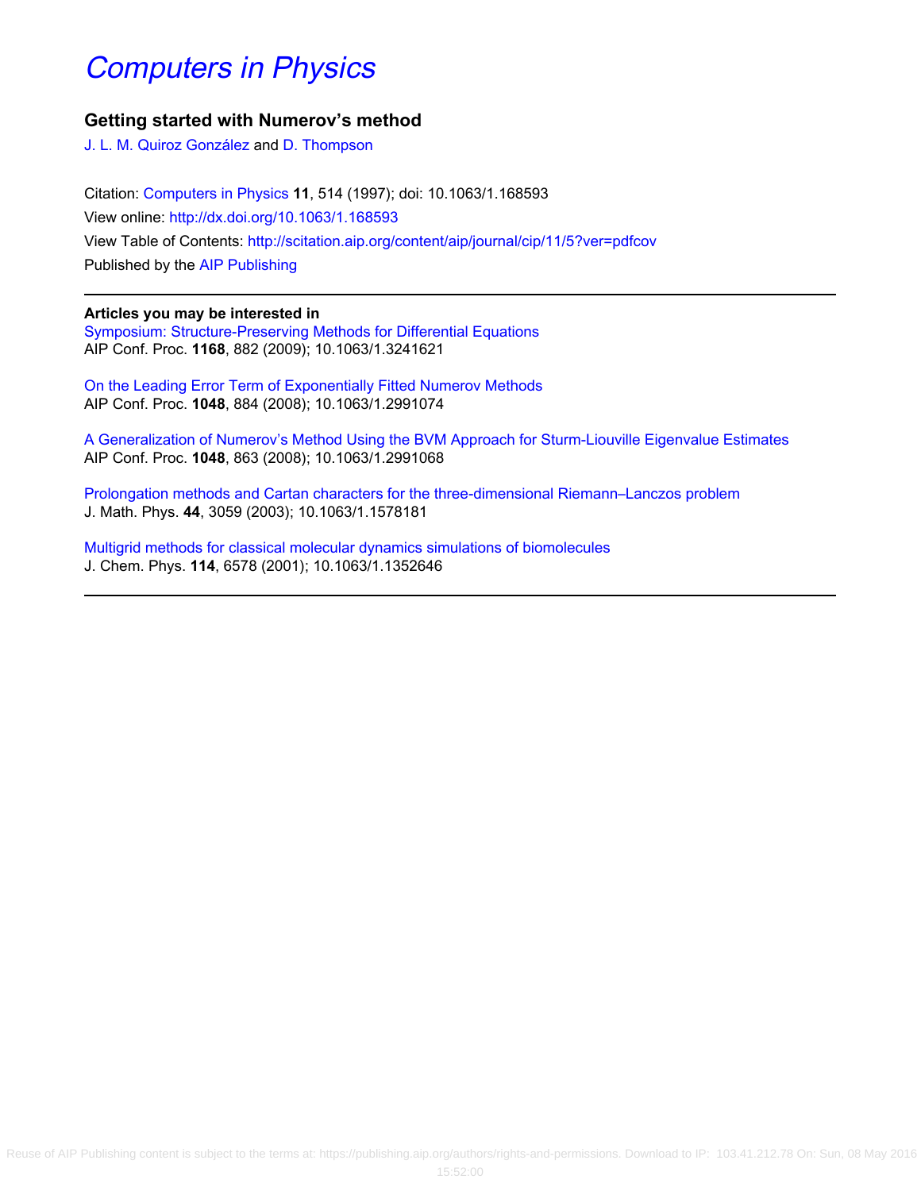# Computers in Physics

## Getting started with Numerov's method

J. L. M. Quiroz González and D. Thompson

Citation: Computers in Physics **11**, 514 (1997); doi: 10.1063/1.168593

View online: http://dx.doi.org/10.1063/1.168593

View Table of Contents: http://scitation.aip.org/content/aip/journal/cip/11/5?ver=pdfcov

Published by the AIP Publishing

---

**Articles you may be interested in**

Symposium: Structure-Preserving Methods for Differential Equations
AIP Conf. Proc. **1168**, 882 (2009); 10.1063/1.3241621

On the Leading Error Term of Exponentially Fitted Numerov Methods
AIP Conf. Proc. **1048**, 884 (2008); 10.1063/1.2991074

A Generalization of Numerov's Method Using the BVM Approach for Sturm-Liouville Eigenvalue Estimates
AIP Conf. Proc. **1048**, 863 (2008); 10.1063/1.2991068

Prolongation methods and Cartan characters for the three-dimensional Riemann–Lanczos problem
J. Math. Phys. **44**, 3059 (2003); 10.1063/1.1578181

Multigrid methods for classical molecular dynamics simulations of biomolecules
J. Chem. Phys. **114**, 6578 (2001); 10.1063/1.1352646

---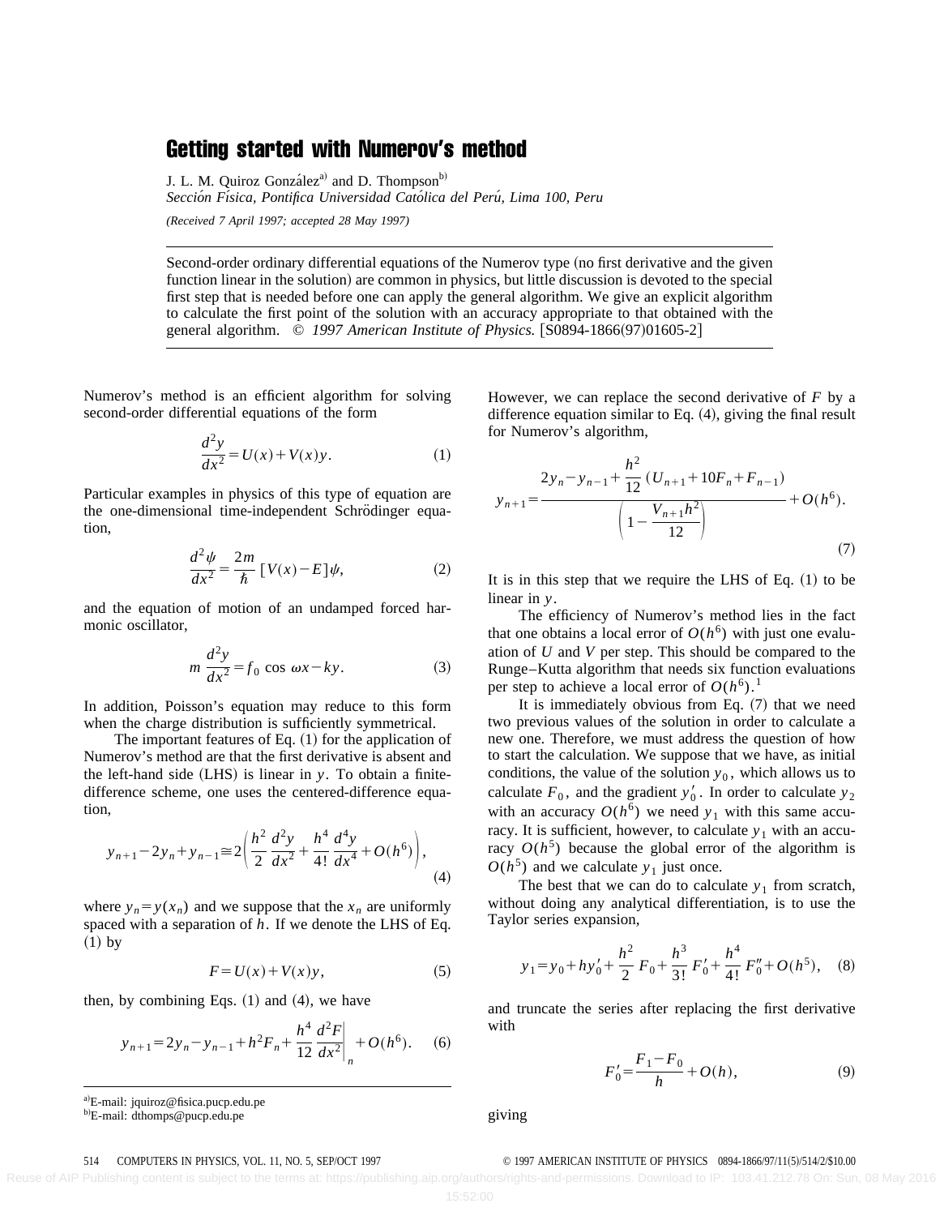# Getting started with Numerov's method

J. L. M. Quiroz González[a] and D. Thompson[b]

*Sección Física, Pontifica Universidad Católica del Perú, Lima 100, Peru*

*(Received 7 April 1997; accepted 28 May 1997)*

Second-order ordinary differential equations of the Numerov type (no first derivative and the given function linear in the solution) are common in physics, but little discussion is devoted to the special first step that is needed before one can apply the general algorithm. We give an explicit algorithm to calculate the first point of the solution with an accuracy appropriate to that obtained with the general algorithm. © *1997 American Institute of Physics.* [S0894-1866(97)01605-2]

Numerov's method is an efficient algorithm for solving second-order differential equations of the form

$$\frac{d^2y}{dx^2} = U(x) + V(x)y. \tag{1}$$

Particular examples in physics of this type of equation are the one-dimensional time-independent Schrödinger equation,

$$\frac{d^2\psi}{dx^2} = \frac{2m}{\hbar}[V(x) - E]\psi, \tag{2}$$

and the equation of motion of an undamped forced harmonic oscillator,

$$m\frac{d^2y}{dx^2} = f_0 \cos \omega x - ky. \tag{3}$$

In addition, Poisson's equation may reduce to this form when the charge distribution is sufficiently symmetrical.

The important features of Eq. (1) for the application of Numerov's method are that the first derivative is absent and the left-hand side (LHS) is linear in $y$. To obtain a finite-difference scheme, one uses the centered-difference equation,

$$y_{n+1} - 2y_n + y_{n-1} \cong 2\left(\frac{h^2}{2}\frac{d^2y}{dx^2} + \frac{h^4}{4!}\frac{d^4y}{dx^4} + O(h^6)\right), \tag{4}$$

where $y_n = y(x_n)$ and we suppose that the $x_n$ are uniformly spaced with a separation of $h$. If we denote the LHS of Eq. (1) by

$$F = U(x) + V(x)y, \tag{5}$$

then, by combining Eqs. (1) and (4), we have

$$y_{n+1} = 2y_n - y_{n-1} + h^2F_n + \frac{h^4}{12}\left.\frac{d^2F}{dx^2}\right|_n + O(h^6). \tag{6}$$

However, we can replace the second derivative of $F$ by a difference equation similar to Eq. (4), giving the final result for Numerov's algorithm,

$$y_{n+1} = \frac{2y_n - y_{n-1} + \frac{h^2}{12}(U_{n+1} + 10F_n + F_{n-1})}{\left(1 - \frac{V_{n+1}h^2}{12}\right)} + O(h^6). \tag{7}$$

It is in this step that we require the LHS of Eq. (1) to be linear in $y$.

The efficiency of Numerov's method lies in the fact that one obtains a local error of $O(h^6)$ with just one evaluation of $U$ and $V$ per step. This should be compared to the Runge–Kutta algorithm that needs six function evaluations per step to achieve a local error of $O(h^6)$.[1]

It is immediately obvious from Eq. (7) that we need two previous values of the solution in order to calculate a new one. Therefore, we must address the question of how to start the calculation. We suppose that we have, as initial conditions, the value of the solution $y_0$, which allows us to calculate $F_0$, and the gradient $y_0'$. In order to calculate $y_2$ with an accuracy $O(h^6)$ we need $y_1$ with this same accuracy. It is sufficient, however, to calculate $y_1$ with an accuracy $O(h^5)$ because the global error of the algorithm is $O(h^5)$ and we calculate $y_1$ just once.

The best that we can do to calculate $y_1$ from scratch, without doing any analytical differentiation, is to use the Taylor series expansion,

$$y_1 = y_0 + hy_0' + \frac{h^2}{2}F_0 + \frac{h^3}{3!}F_0' + \frac{h^4}{4!}F_0'' + O(h^5), \tag{8}$$

and truncate the series after replacing the first derivative with

$$F_0' = \frac{F_1 - F_0}{h} + O(h), \tag{9}$$

giving

[a] E-mail: jquiroz@fisica.pucp.edu.pe

[b] E-mail: dthomps@pucp.edu.pe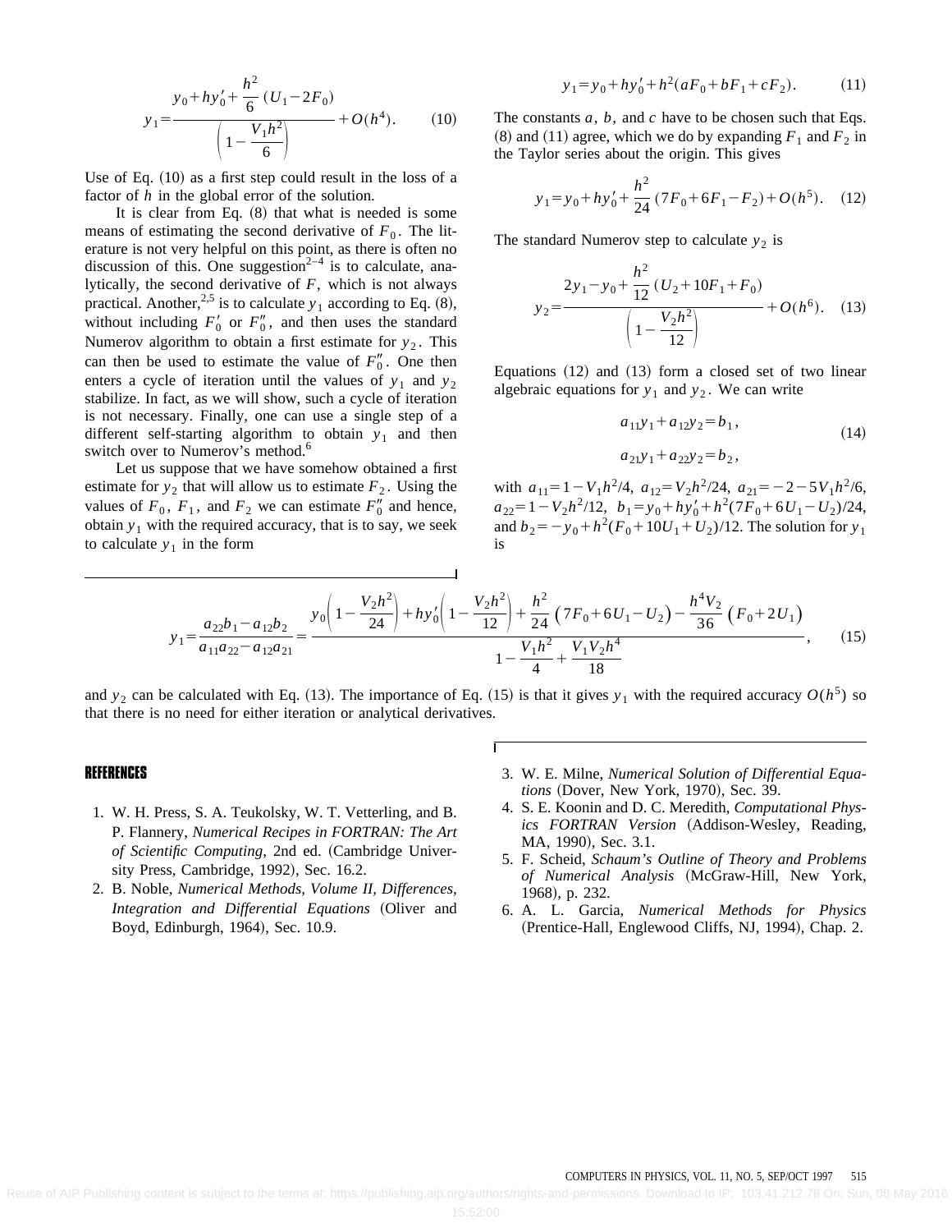$$y_1 = \frac{y_0 + hy_0' + \frac{h^2}{6}(U_1 - 2F_0)}{\left(1 - \frac{V_1 h^2}{6}\right)} + O(h^4). \qquad (10)$$

Use of Eq. (10) as a first step could result in the loss of a factor of $h$ in the global error of the solution.

It is clear from Eq. (8) that what is needed is some means of estimating the second derivative of $F_0$. The literature is not very helpful on this point, as there is often no discussion of this. One suggestion[2–4] is to calculate, analytically, the second derivative of $F$, which is not always practical. Another,[2,5] is to calculate $y_1$ according to Eq. (8), without including $F_0'$ or $F_0''$, and then uses the standard Numerov algorithm to obtain a first estimate for $y_2$. This can then be used to estimate the value of $F_0''$. One then enters a cycle of iteration until the values of $y_1$ and $y_2$ stabilize. In fact, as we will show, such a cycle of iteration is not necessary. Finally, one can use a single step of a different self-starting algorithm to obtain $y_1$ and then switch over to Numerov's method.[6]

Let us suppose that we have somehow obtained a first estimate for $y_2$ that will allow us to estimate $F_2$. Using the values of $F_0$, $F_1$, and $F_2$ we can estimate $F_0''$ and hence, obtain $y_1$ with the required accuracy, that is to say, we seek to calculate $y_1$ in the form

$$y_1 = y_0 + hy_0' + h^2(aF_0 + bF_1 + cF_2). \qquad (11)$$

The constants $a$, $b$, and $c$ have to be chosen such that Eqs. (8) and (11) agree, which we do by expanding $F_1$ and $F_2$ in the Taylor series about the origin. This gives

$$y_1 = y_0 + hy_0' + \frac{h^2}{24}(7F_0 + 6F_1 - F_2) + O(h^5). \qquad (12)$$

The standard Numerov step to calculate $y_2$ is

$$y_2 = \frac{2y_1 - y_0 + \frac{h^2}{12}(U_2 + 10F_1 + F_0)}{\left(1 - \frac{V_2 h^2}{12}\right)} + O(h^6). \qquad (13)$$

Equations (12) and (13) form a closed set of two linear algebraic equations for $y_1$ and $y_2$. We can write

$$a_{11}y_1 + a_{12}y_2 = b_1,$$
$$a_{21}y_1 + a_{22}y_2 = b_2, \qquad (14)$$

with $a_{11} = 1 - V_1h^2/4$, $a_{12} = V_2h^2/24$, $a_{21} = -2 - 5V_1h^2/6$, $a_{22} = 1 - V_2h^2/12$, $b_1 = y_0 + hy_0' + h^2(7F_0 + 6U_1 - U_2)/24$, and $b_2 = -y_0 + h^2(F_0 + 10U_1 + U_2)/12$. The solution for $y_1$ is

$$y_1 = \frac{a_{22}b_1 - a_{12}b_2}{a_{11}a_{22} - a_{12}a_{21}} = \frac{y_0\left(1 - \frac{V_2h^2}{24}\right) + hy_0'\left(1 - \frac{V_2h^2}{12}\right) + \frac{h^2}{24}\left(7F_0 + 6U_1 - U_2\right) - \frac{h^4V_2}{36}\left(F_0 + 2U_1\right)}{1 - \frac{V_1h^2}{4} + \frac{V_1V_2h^4}{18}}, \qquad (15)$$

and $y_2$ can be calculated with Eq. (13). The importance of Eq. (15) is that it gives $y_1$ with the required accuracy $O(h^5)$ so that there is no need for either iteration or analytical derivatives.

## REFERENCES

1. W. H. Press, S. A. Teukolsky, W. T. Vetterling, and B. P. Flannery, *Numerical Recipes in FORTRAN: The Art of Scientific Computing*, 2nd ed. (Cambridge University Press, Cambridge, 1992), Sec. 16.2.
2. B. Noble, *Numerical Methods, Volume II, Differences, Integration and Differential Equations* (Oliver and Boyd, Edinburgh, 1964), Sec. 10.9.
3. W. E. Milne, *Numerical Solution of Differential Equations* (Dover, New York, 1970), Sec. 39.
4. S. E. Koonin and D. C. Meredith, *Computational Physics FORTRAN Version* (Addison-Wesley, Reading, MA, 1990), Sec. 3.1.
5. F. Scheid, *Schaum's Outline of Theory and Problems of Numerical Analysis* (McGraw-Hill, New York, 1968), p. 232.
6. A. L. Garcia, *Numerical Methods for Physics* (Prentice-Hall, Englewood Cliffs, NJ, 1994), Chap. 2.